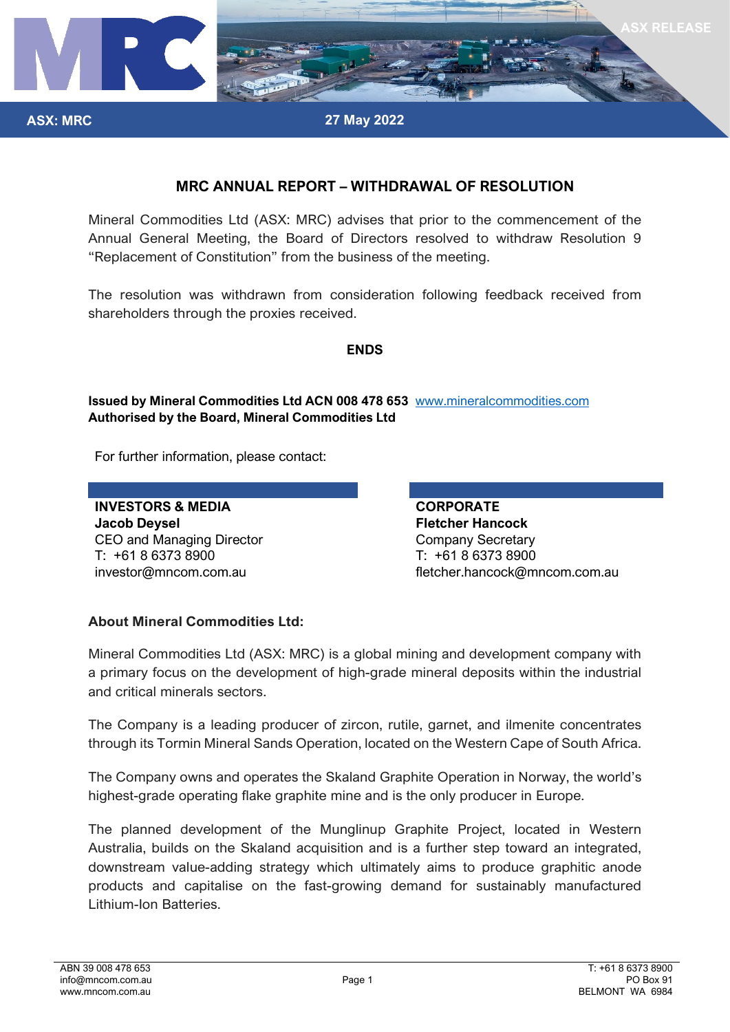ASX: MRC

27 May 2022

ASX RELEASE

## MRC ANNUAL REPORT – WITHDRAWAL OF RESOLUTION

Mineral Commodities Ltd (ASX: MRC) advises that prior to the commencement of the Annual General Meeting, the Board of Directors resolved to withdraw Resolution 9 "Replacement of Constitution" from the business of the meeting.

The resolution was withdrawn from consideration following feedback received from shareholders through the proxies received.

**ENDS**

**Issued by Mineral Commodities Ltd ACN 008 478 653** www.mineralcommodities.com
**Authorised by the Board, Mineral Commodities Ltd**

For further information, please contact:

**INVESTORS & MEDIA**
**Jacob Deysel**
CEO and Managing Director
T: +61 8 6373 8900
investor@mncom.com.au

**CORPORATE**
**Fletcher Hancock**
Company Secretary
T: +61 8 6373 8900
fletcher.hancock@mncom.com.au

**About Mineral Commodities Ltd:**

Mineral Commodities Ltd (ASX: MRC) is a global mining and development company with a primary focus on the development of high-grade mineral deposits within the industrial and critical minerals sectors.

The Company is a leading producer of zircon, rutile, garnet, and ilmenite concentrates through its Tormin Mineral Sands Operation, located on the Western Cape of South Africa.

The Company owns and operates the Skaland Graphite Operation in Norway, the world's highest-grade operating flake graphite mine and is the only producer in Europe.

The planned development of the Munglinup Graphite Project, located in Western Australia, builds on the Skaland acquisition and is a further step toward an integrated, downstream value-adding strategy which ultimately aims to produce graphitic anode products and capitalise on the fast-growing demand for sustainably manufactured Lithium-Ion Batteries.

ABN 39 008 478 653
info@mncom.com.au
www.mncom.com.au

T: +61 8 6373 8900
PO Box 91
BELMONT WA 6984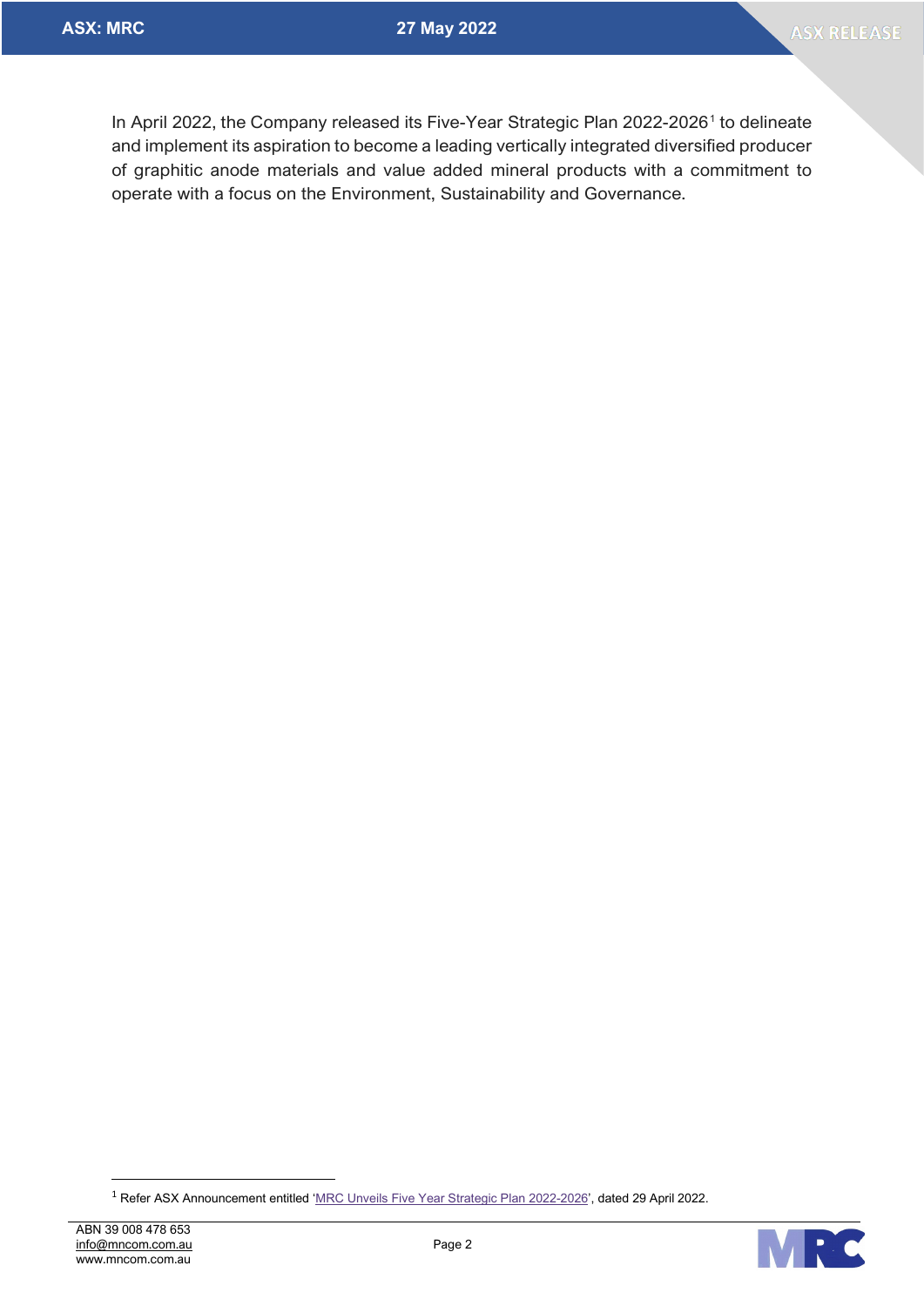In April 2022, the Company released its Five-Year Strategic Plan 2022-2026[1] to delineate and implement its aspiration to become a leading vertically integrated diversified producer of graphitic anode materials and value added mineral products with a commitment to operate with a focus on the Environment, Sustainability and Governance.

[1] Refer ASX Announcement entitled 'MRC Unveils Five Year Strategic Plan 2022-2026', dated 29 April 2022.